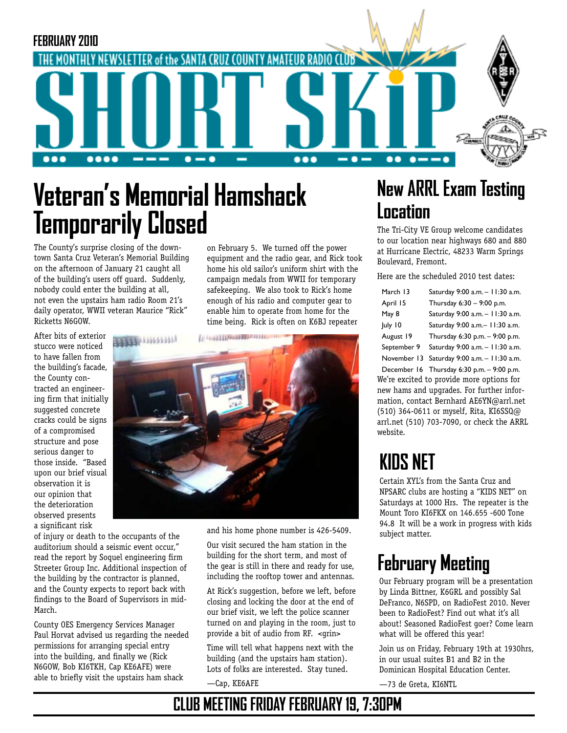FEBRUARY 2010

THE MONTHLY NEWSLETTER of the SANTA CRUZ COUNTY AMATEUR RADIO CLUB

# SHORT SKIP

## Veteran's Memorial Hamshack Temporarily Closed

The County's surprise closing of the downtown Santa Cruz Veteran's Memorial Building on the afternoon of January 21 caught all of the building's users off guard. Suddenly, nobody could enter the building at all, not even the upstairs ham radio Room 21's daily operator, WWII veteran Maurice "Rick" Ricketts N6GOW.

After bits of exterior stucco were noticed to have fallen from the building's facade, the County contracted an engineering firm that initially suggested concrete cracks could be signs of a compromised structure and pose serious danger to those inside. "Based upon our brief visual observation it is our opinion that the deterioration observed presents a significant risk of injury or death to the occupants of the auditorium should a seismic event occur," read the report by Soquel engineering firm Streeter Group Inc. Additional inspection of the building by the contractor is planned, and the County expects to report back with findings to the Board of Supervisors in mid-March.

County OES Emergency Services Manager Paul Horvat advised us regarding the needed permissions for arranging special entry into the building, and finally we (Rick N6GOW, Bob KI6TKH, Cap KE6AFE) were able to briefly visit the upstairs ham shack on February 5. We turned off the power equipment and the radio gear, and Rick took home his old sailor's uniform shirt with the campaign medals from WWII for temporary safekeeping. We also took to Rick's home enough of his radio and computer gear to enable him to operate from home for the time being. Rick is often on K6BJ repeater and his home phone number is 426-5409.

Our visit secured the ham station in the building for the short term, and most of the gear is still in there and ready for use, including the rooftop tower and antennas.

At Rick's suggestion, before we left, before closing and locking the door at the end of our brief visit, we left the police scanner turned on and playing in the room, just to provide a bit of audio from RF. <grin>

Time will tell what happens next with the building (and the upstairs ham station). Lots of folks are interested. Stay tuned.

—Cap, KE6AFE

## New ARRL Exam Testing Location

The Tri-City VE Group welcome candidates to our location near highways 680 and 880 at Hurricane Electric, 48233 Warm Springs Boulevard, Fremont.

Here are the scheduled 2010 test dates:

| Date | Time |
|---|---|
| March 13 | Saturday 9:00 a.m. – 11:30 a.m. |
| April 15 | Thursday 6:30 – 9:00 p.m. |
| May 8 | Saturday 9:00 a.m. – 11:30 a.m. |
| July 10 | Saturday 9:00 a.m.– 11:30 a.m. |
| August 19 | Thursday 6:30 p.m. – 9:00 p.m. |
| September 9 | Saturday 9:00 a.m. – 11:30 a.m. |
| November 13 | Saturday 9:00 a.m. – 11:30 a.m. |
| December 16 | Thursday 6:30 p.m. – 9:00 p.m. |

We're excited to provide more options for new hams and upgrades. For further information, contact Bernhard AE6YN@arrl.net (510) 364-0611 or myself, Rita, KI6SSQ@arrl.net (510) 703-7090, or check the ARRL website.

## KIDS NET

Certain XYL's from the Santa Cruz and NPSARC clubs are hosting a "KIDS NET" on Saturdays at 1000 Hrs. The repeater is the Mount Toro KI6FKX on 146.655 -600 Tone 94.8 It will be a work in progress with kids subject matter.

## February Meeting

Our February program will be a presentation by Linda Bittner, K6GRL and possibly Sal DeFranco, N6SPD, on RadioFest 2010. Never been to RadioFest? Find out what it's all about! Seasoned RadioFest goer? Come learn what will be offered this year!

Join us on Friday, February 19th at 1930hrs, in our usual suites B1 and B2 in the Dominican Hospital Education Center.

—73 de Greta, KI6NTL

**CLUB MEETING FRIDAY FEBRUARY 19, 7:30PM**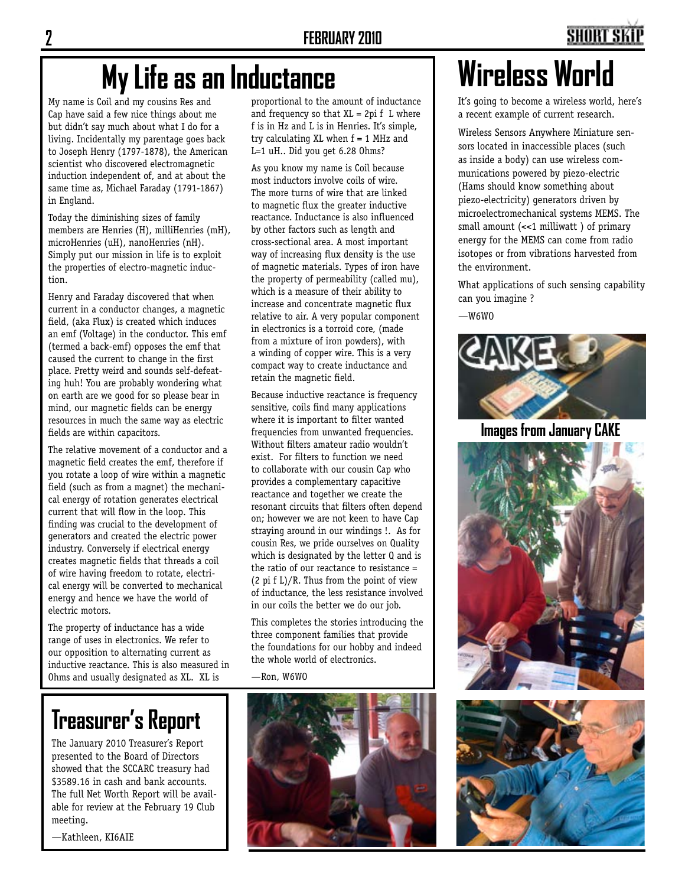# My Life as an Inductance

My name is Coil and my cousins Res and Cap have said a few nice things about me but didn't say much about what I do for a living. Incidentally my parentage goes back to Joseph Henry (1797-1878), the American scientist who discovered electromagnetic induction independent of, and at about the same time as, Michael Faraday (1791-1867) in England.

Today the diminishing sizes of family members are Henries (H), milliHenries (mH), microHenries (uH), nanoHenries (nH). Simply put our mission in life is to exploit the properties of electro-magnetic induction.

Henry and Faraday discovered that when current in a conductor changes, a magnetic field, (aka Flux) is created which induces an emf (Voltage) in the conductor. This emf (termed a back-emf) opposes the emf that caused the current to change in the first place. Pretty weird and sounds self-defeating huh! You are probably wondering what on earth are we good for so please bear in mind, our magnetic fields can be energy resources in much the same way as electric fields are within capacitors.

The relative movement of a conductor and a magnetic field creates the emf, therefore if you rotate a loop of wire within a magnetic field (such as from a magnet) the mechanical energy of rotation generates electrical current that will flow in the loop. This finding was crucial to the development of generators and created the electric power industry. Conversely if electrical energy creates magnetic fields that threads a coil of wire having freedom to rotate, electrical energy will be converted to mechanical energy and hence we have the world of electric motors.

The property of inductance has a wide range of uses in electronics. We refer to our opposition to alternating current as inductive reactance. This is also measured in Ohms and usually designated as XL. XL is proportional to the amount of inductance and frequency so that XL = 2pi f L where f is in Hz and L is in Henries. It's simple, try calculating XL when f = 1 MHz and L=1 uH.. Did you get 6.28 Ohms?

As you know my name is Coil because most inductors involve coils of wire. The more turns of wire that are linked to magnetic flux the greater inductive reactance. Inductance is also influenced by other factors such as length and cross-sectional area. A most important way of increasing flux density is the use of magnetic materials. Types of iron have the property of permeability (called mu), which is a measure of their ability to increase and concentrate magnetic flux relative to air. A very popular component in electronics is a torroid core, (made from a mixture of iron powders), with a winding of copper wire. This is a very compact way to create inductance and retain the magnetic field.

Because inductive reactance is frequency sensitive, coils find many applications where it is important to filter wanted frequencies from unwanted frequencies. Without filters amateur radio wouldn't exist. For filters to function we need to collaborate with our cousin Cap who provides a complementary capacitive reactance and together we create the resonant circuits that filters often depend on; however we are not keen to have Cap straying around in our windings !. As for cousin Res, we pride ourselves on Quality which is designated by the letter Q and is the ratio of our reactance to resistance = (2 pi f L)/R. Thus from the point of view of inductance, the less resistance involved in our coils the better we do our job.

This completes the stories introducing the three component families that provide the foundations for our hobby and indeed the whole world of electronics.

—Ron, W6WO

# Wireless World

It's going to become a wireless world, here's a recent example of current research.

Wireless Sensors Anywhere Miniature sensors located in inaccessible places (such as inside a body) can use wireless communications powered by piezo-electric (Hams should know something about piezo-electricity) generators driven by microelectromechanical systems MEMS. The small amount (<<1 milliwatt ) of primary energy for the MEMS can come from radio isotopes or from vibrations harvested from the environment.

What applications of such sensing capability can you imagine ?

—W6WO

**Images from January CAKE**

# Treasurer's Report

The January 2010 Treasurer's Report presented to the Board of Directors showed that the SCCARC treasury had $3589.16 in cash and bank accounts. The full Net Worth Report will be available for review at the February 19 Club meeting.

—Kathleen, KI6AIE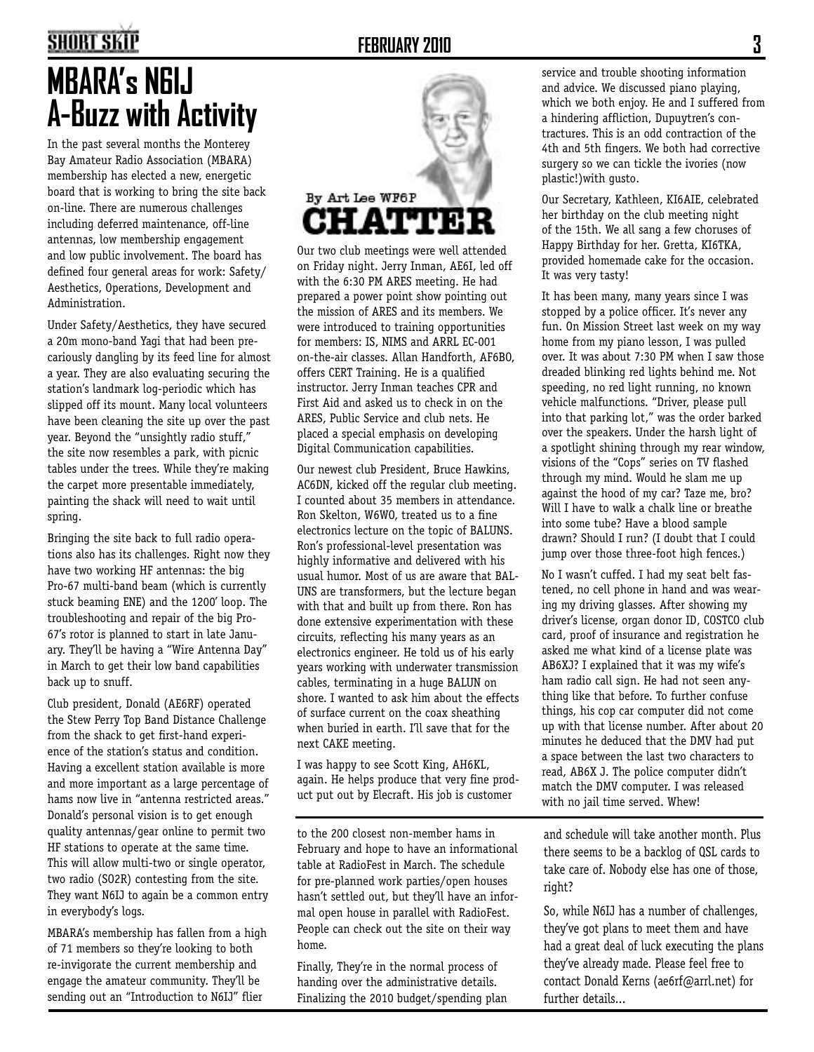# MBARA's N6IJ A-Buzz with Activity

In the past several months the Monterey Bay Amateur Radio Association (MBARA) membership has elected a new, energetic board that is working to bring the site back on-line. There are numerous challenges including deferred maintenance, off-line antennas, low membership engagement and low public involvement. The board has defined four general areas for work: Safety/Aesthetics, Operations, Development and Administration.

Under Safety/Aesthetics, they have secured a 20m mono-band Yagi that had been precariously dangling by its feed line for almost a year. They are also evaluating securing the station's landmark log-periodic which has slipped off its mount. Many local volunteers have been cleaning the site up over the past year. Beyond the "unsightly radio stuff," the site now resembles a park, with picnic tables under the trees. While they're making the carpet more presentable immediately, painting the shack will need to wait until spring.

Bringing the site back to full radio operations also has its challenges. Right now they have two working HF antennas: the big Pro-67 multi-band beam (which is currently stuck beaming ENE) and the 1200' loop. The troubleshooting and repair of the big Pro-67's rotor is planned to start in late January. They'll be having a "Wire Antenna Day" in March to get their low band capabilities back up to snuff.

Club president, Donald (AE6RF) operated the Stew Perry Top Band Distance Challenge from the shack to get first-hand experience of the station's status and condition. Having a excellent station available is more and more important as a large percentage of hams now live in "antenna restricted areas." Donald's personal vision is to get enough quality antennas/gear online to permit two HF stations to operate at the same time. This will allow multi-two or single operator, two radio (SO2R) contesting from the site. They want N6IJ to again be a common entry in everybody's logs.

MBARA's membership has fallen from a high of 71 members so they're looking to both re-invigorate the current membership and engage the amateur community. They'll be sending out an "Introduction to N6IJ" flier to the 200 closest non-member hams in February and hope to have an informational table at RadioFest in March. The schedule for pre-planned work parties/open houses hasn't settled out, but they'll have an informal open house in parallel with RadioFest. People can check out the site on their way home.

Finally, They're in the normal process of handing over the administrative details. Finalizing the 2010 budget/spending plan and schedule will take another month. Plus there seems to be a backlog of QSL cards to take care of. Nobody else has one of those, right?

So, while N6IJ has a number of challenges, they've got plans to meet them and have had a great deal of luck executing the plans they've already made. Please feel free to contact Donald Kerns (ae6rf@arrl.net) for further details...

# CHATTER

By Art Lee WF6P

Our two club meetings were well attended on Friday night. Jerry Inman, AE6I, led off with the 6:30 PM ARES meeting. He had prepared a power point show pointing out the mission of ARES and its members. We were introduced to training opportunities for members: IS, NIMS and ARRL EC-001 on-the-air classes. Allan Handforth, AF6BO, offers CERT Training. He is a qualified instructor. Jerry Inman teaches CPR and First Aid and asked us to check in on the ARES, Public Service and club nets. He placed a special emphasis on developing Digital Communication capabilities.

Our newest club President, Bruce Hawkins, AC6DN, kicked off the regular club meeting. I counted about 35 members in attendance. Ron Skelton, W6WO, treated us to a fine electronics lecture on the topic of BALUNS. Ron's professional-level presentation was highly informative and delivered with his usual humor. Most of us are aware that BALUNS are transformers, but the lecture began with that and built up from there. Ron has done extensive experimentation with these circuits, reflecting his many years as an electronics engineer. He told us of his early years working with underwater transmission cables, terminating in a huge BALUN on shore. I wanted to ask him about the effects of surface current on the coax sheathing when buried in earth. I'll save that for the next CAKE meeting.

I was happy to see Scott King, AH6KL, again. He helps produce that very fine product put out by Elecraft. His job is customer service and trouble shooting information and advice. We discussed piano playing, which we both enjoy. He and I suffered from a hindering affliction, Dupuytren's contractures. This is an odd contraction of the 4th and 5th fingers. We both had corrective surgery so we can tickle the ivories (now plastic!)with gusto.

Our Secretary, Kathleen, KI6AIE, celebrated her birthday on the club meeting night of the 15th. We all sang a few choruses of Happy Birthday for her. Gretta, KI6TKA, provided homemade cake for the occasion. It was very tasty!

It has been many, many years since I was stopped by a police officer. It's never any fun. On Mission Street last week on my way home from my piano lesson, I was pulled over. It was about 7:30 PM when I saw those dreaded blinking red lights behind me. Not speeding, no red light running, no known vehicle malfunctions. "Driver, please pull into that parking lot," was the order barked over the speakers. Under the harsh light of a spotlight shining through my rear window, visions of the "Cops" series on TV flashed through my mind. Would he slam me up against the hood of my car? Taze me, bro? Will I have to walk a chalk line or breathe into some tube? Have a blood sample drawn? Should I run? (I doubt that I could jump over those three-foot high fences.)

No I wasn't cuffed. I had my seat belt fastened, no cell phone in hand and was wearing my driving glasses. After showing my driver's license, organ donor ID, COSTCO club card, proof of insurance and registration he asked me what kind of a license plate was AB6XJ? I explained that it was my wife's ham radio call sign. He had not seen anything like that before. To further confuse things, his cop car computer did not come up with that license number. After about 20 minutes he deduced that the DMV had put a space between the last two characters to read, AB6X J. The police computer didn't match the DMV computer. I was released with no jail time served. Whew!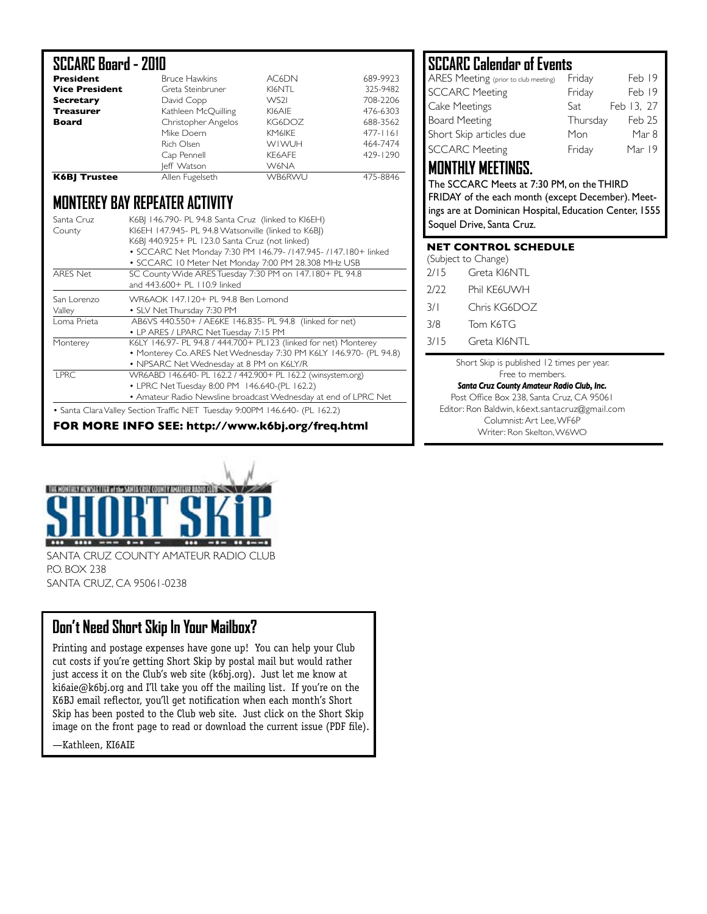## SCCARC Board - 2010

| | | | |
|---|---|---|---|
| **President** | Bruce Hawkins | AC6DN | 689-9923 |
| **Vice President** | Greta Steinbruner | KI6NTL | 325-9482 |
| **Secretary** | David Copp | WS2I | 708-2206 |
| **Treasurer** | Kathleen McQuilling | KI6AIE | 476-6303 |
| **Board** | Christopher Angelos | KG6DOZ | 688-3562 |
| | Mike Doern | KM6IKE | 477-1161 |
| | Rich Olsen | W1WUH | 464-7474 |
| | Cap Pennell | KE6AFE | 429-1290 |
| | Jeff Watson | W6NA | |
| **K6BJ Trustee** | Allen Fugelseth | WB6RWU | 475-8846 |

## MONTEREY BAY REPEATER ACTIVITY

| | |
|---|---|
| Santa Cruz County | K6BJ 146.790- PL 94.8 Santa Cruz (linked to KI6EH)<br>KI6EH 147.945- PL 94.8 Watsonville (linked to K6BJ)<br>K6BJ 440.925+ PL 123.0 Santa Cruz (not linked)<br>• SCCARC Net Monday 7:30 PM 146.79- /147.945- /147.180+ linked<br>• SCCARC 10 Meter Net Monday 7:00 PM 28.308 MHz USB |
| ARES Net | SC County Wide ARES Tuesday 7:30 PM on 147.180+ PL 94.8 and 443.600+ PL 110.9 linked |
| San Lorenzo Valley | WR6AOK 147.120+ PL 94.8 Ben Lomond<br>• SLV Net Thursday 7:30 PM |
| Loma Prieta | AB6VS 440.550+ / AE6KE 146.835- PL 94.8 (linked for net)<br>• LP ARES / LPARC Net Tuesday 7:15 PM |
| Monterey | K6LY 146.97- PL 94.8 / 444.700+ PL123 (linked for net) Monterey<br>• Monterey Co. ARES Net Wednesday 7:30 PM K6LY 146.970- (PL 94.8)<br>• NPSARC Net Wednesday at 8 PM on K6LY/R |
| LPRC | WR6ABD 146.640- PL 162.2 / 442.900+ PL 162.2 (winsystem.org)<br>• LPRC Net Tuesday 8:00 PM 146.640-(PL 162.2)<br>• Amateur Radio Newsline broadcast Wednesday at end of LPRC Net |

• Santa Clara Valley Section Traffic NET Tuesday 9:00PM 146.640- (PL 162.2)

**FOR MORE INFO SEE: http://www.k6bj.org/freq.html**

## SCCARC Calendar of Events

| | | |
|---|---|---|
| ARES Meeting (prior to club meeting) | Friday | Feb 19 |
| SCCARC Meeting | Friday | Feb 19 |
| Cake Meetings | Sat | Feb 13, 27 |
| Board Meeting | Thursday | Feb 25 |
| Short Skip articles due | Mon | Mar 8 |
| SCCARC Meeting | Friday | Mar 19 |

## MONTHLY MEETINGS.

The SCCARC Meets at 7:30 PM, on the THIRD FRIDAY of the each month (except December). Meetings are at Dominican Hospital, Education Center, 1555 Soquel Drive, Santa Cruz.

### NET CONTROL SCHEDULE

(Subject to Change)

| | |
|---|---|
| 2/15 | Greta KI6NTL |
| 2/22 | Phil KE6UWH |
| 3/1 | Chris KG6DOZ |
| 3/8 | Tom K6TG |
| 3/15 | Greta KI6NTL |

Short Skip is published 12 times per year.
Free to members.
***Santa Cruz County Amateur Radio Club, Inc.***
Post Office Box 238, Santa Cruz, CA 95061
Editor: Ron Baldwin, k6ext.santacruz@gmail.com
Columnist: Art Lee, WF6P
Writer: Ron Skelton, W6WO

THE MONTHLY NEWSLETTER of the SANTA CRUZ COUNTY AMATEUR RADIO CLUB

SHORT SKiP

SANTA CRUZ COUNTY AMATEUR RADIO CLUB
P.O. BOX 238
SANTA CRUZ, CA 95061-0238

## Don't Need Short Skip In Your Mailbox?

Printing and postage expenses have gone up! You can help your Club cut costs if you're getting Short Skip by postal mail but would rather just access it on the Club's web site (k6bj.org). Just let me know at ki6aie@k6bj.org and I'll take you off the mailing list. If you're on the K6BJ email reflector, you'll get notification when each month's Short Skip has been posted to the Club web site. Just click on the Short Skip image on the front page to read or download the current issue (PDF file).

—Kathleen, KI6AIE